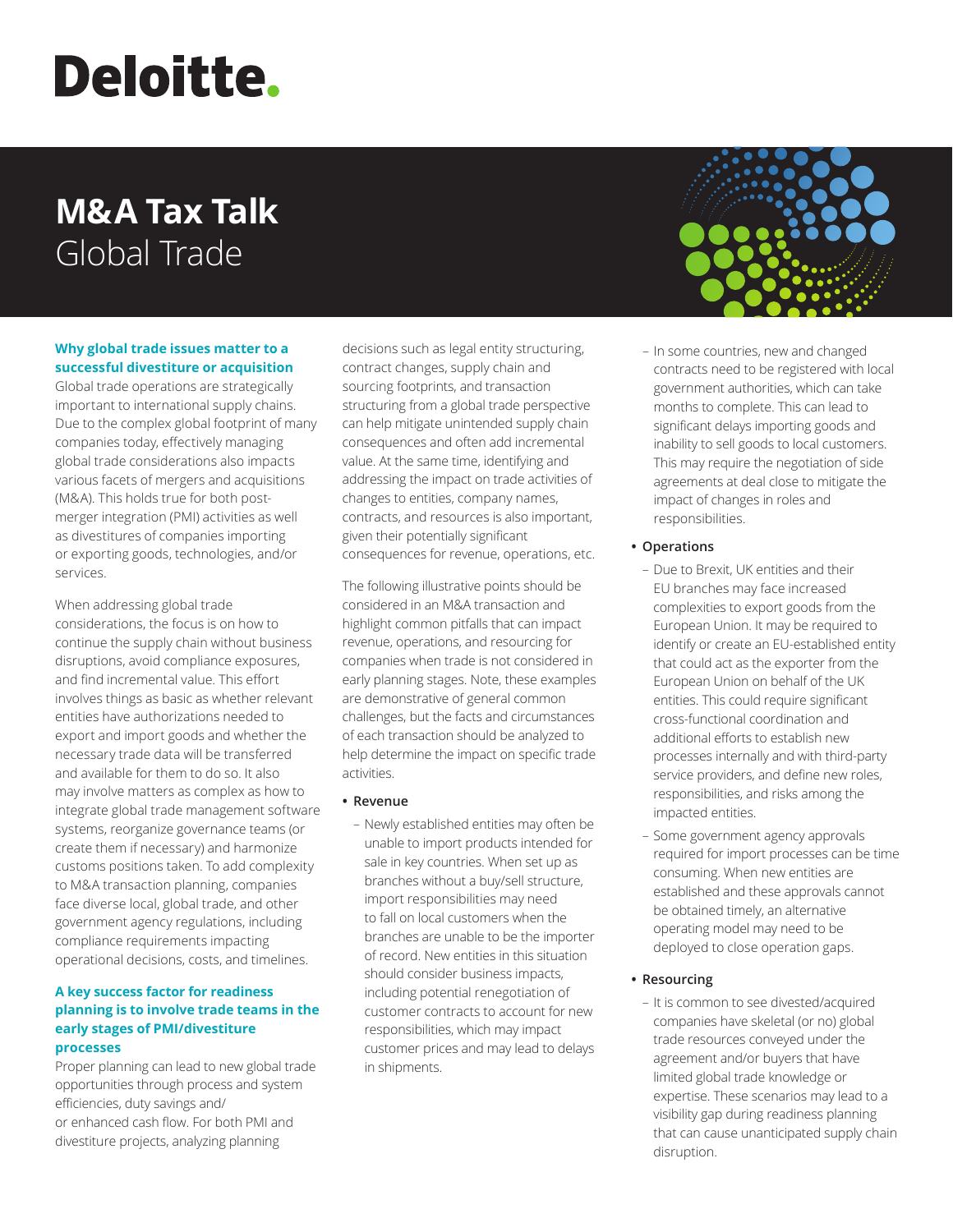# Deloitte.

# M&A Tax Talk

## Global Trade

### Why global trade issues matter to a successful divestiture or acquisition

Global trade operations are strategically important to international supply chains. Due to the complex global footprint of many companies today, effectively managing global trade considerations also impacts various facets of mergers and acquisitions (M&A). This holds true for both post-merger integration (PMI) activities as well as divestitures of companies importing or exporting goods, technologies, and/or services.

When addressing global trade considerations, the focus is on how to continue the supply chain without business disruptions, avoid compliance exposures, and find incremental value. This effort involves things as basic as whether relevant entities have authorizations needed to export and import goods and whether the necessary trade data will be transferred and available for them to do so. It also may involve matters as complex as how to integrate global trade management software systems, reorganize governance teams (or create them if necessary) and harmonize customs positions taken. To add complexity to M&A transaction planning, companies face diverse local, global trade, and other government agency regulations, including compliance requirements impacting operational decisions, costs, and timelines.

### A key success factor for readiness planning is to involve trade teams in the early stages of PMI/divestiture processes

Proper planning can lead to new global trade opportunities through process and system efficiencies, duty savings and/or enhanced cash flow. For both PMI and divestiture projects, analyzing planning decisions such as legal entity structuring, contract changes, supply chain and sourcing footprints, and transaction structuring from a global trade perspective can help mitigate unintended supply chain consequences and often add incremental value. At the same time, identifying and addressing the impact on trade activities of changes to entities, company names, contracts, and resources is also important, given their potentially significant consequences for revenue, operations, etc.

The following illustrative points should be considered in an M&A transaction and highlight common pitfalls that can impact revenue, operations, and resourcing for companies when trade is not considered in early planning stages. Note, these examples are demonstrative of general common challenges, but the facts and circumstances of each transaction should be analyzed to help determine the impact on specific trade activities.

- **Revenue**
  - Newly established entities may often be unable to import products intended for sale in key countries. When set up as branches without a buy/sell structure, import responsibilities may need to fall on local customers when the branches are unable to be the importer of record. New entities in this situation should consider business impacts, including potential renegotiation of customer contracts to account for new responsibilities, which may impact customer prices and may lead to delays in shipments.
  - In some countries, new and changed contracts need to be registered with local government authorities, which can take months to complete. This can lead to significant delays importing goods and inability to sell goods to local customers. This may require the negotiation of side agreements at deal close to mitigate the impact of changes in roles and responsibilities.
- **Operations**
  - Due to Brexit, UK entities and their EU branches may face increased complexities to export goods from the European Union. It may be required to identify or create an EU-established entity that could act as the exporter from the European Union on behalf of the UK entities. This could require significant cross-functional coordination and additional efforts to establish new processes internally and with third-party service providers, and define new roles, responsibilities, and risks among the impacted entities.
  - Some government agency approvals required for import processes can be time consuming. When new entities are established and these approvals cannot be obtained timely, an alternative operating model may need to be deployed to close operation gaps.
- **Resourcing**
  - It is common to see divested/acquired companies have skeletal (or no) global trade resources conveyed under the agreement and/or buyers that have limited global trade knowledge or expertise. These scenarios may lead to a visibility gap during readiness planning that can cause unanticipated supply chain disruption.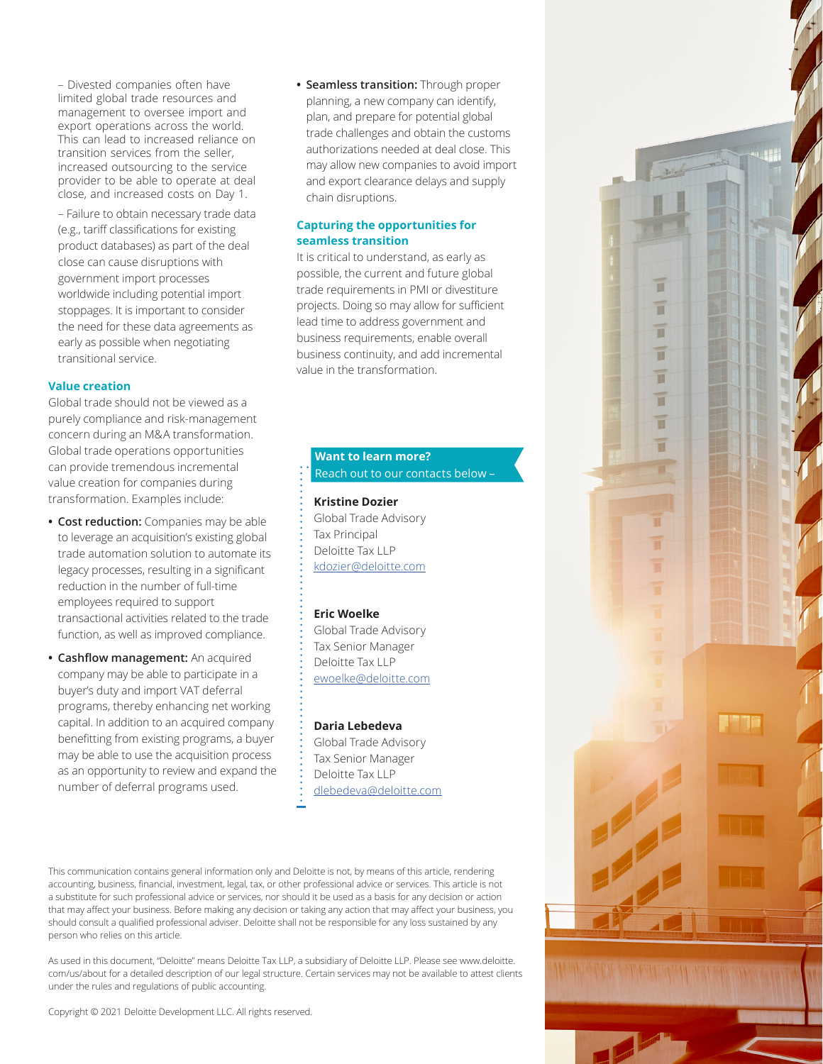– Divested companies often have limited global trade resources and management to oversee import and export operations across the world. This can lead to increased reliance on transition services from the seller, increased outsourcing to the service provider to be able to operate at deal close, and increased costs on Day 1.

– Failure to obtain necessary trade data (e.g., tariff classifications for existing product databases) as part of the deal close can cause disruptions with government import processes worldwide including potential import stoppages. It is important to consider the need for these data agreements as early as possible when negotiating transitional service.

### Value creation

Global trade should not be viewed as a purely compliance and risk-management concern during an M&A transformation. Global trade operations opportunities can provide tremendous incremental value creation for companies during transformation. Examples include:

- **Cost reduction:** Companies may be able to leverage an acquisition's existing global trade automation solution to automate its legacy processes, resulting in a significant reduction in the number of full-time employees required to support transactional activities related to the trade function, as well as improved compliance.
- **Cashflow management:** An acquired company may be able to participate in a buyer's duty and import VAT deferral programs, thereby enhancing net working capital. In addition to an acquired company benefitting from existing programs, a buyer may be able to use the acquisition process as an opportunity to review and expand the number of deferral programs used.
- **Seamless transition:** Through proper planning, a new company can identify, plan, and prepare for potential global trade challenges and obtain the customs authorizations needed at deal close. This may allow new companies to avoid import and export clearance delays and supply chain disruptions.

### Capturing the opportunities for seamless transition

It is critical to understand, as early as possible, the current and future global trade requirements in PMI or divestiture projects. Doing so may allow for sufficient lead time to address government and business requirements, enable overall business continuity, and add incremental value in the transformation.

**Want to learn more?**
Reach out to our contacts below –

**Kristine Dozier**
Global Trade Advisory
Tax Principal
Deloitte Tax LLP
kdozier@deloitte.com

**Eric Woelke**
Global Trade Advisory
Tax Senior Manager
Deloitte Tax LLP
ewoelke@deloitte.com

**Daria Lebedeva**
Global Trade Advisory
Tax Senior Manager
Deloitte Tax LLP
dlebedeva@deloitte.com

This communication contains general information only and Deloitte is not, by means of this article, rendering accounting, business, financial, investment, legal, tax, or other professional advice or services. This article is not a substitute for such professional advice or services, nor should it be used as a basis for any decision or action that may affect your business. Before making any decision or taking any action that may affect your business, you should consult a qualified professional adviser. Deloitte shall not be responsible for any loss sustained by any person who relies on this article.

As used in this document, "Deloitte" means Deloitte Tax LLP, a subsidiary of Deloitte LLP. Please see www.deloitte.com/us/about for a detailed description of our legal structure. Certain services may not be available to attest clients under the rules and regulations of public accounting.

Copyright © 2021 Deloitte Development LLC. All rights reserved.